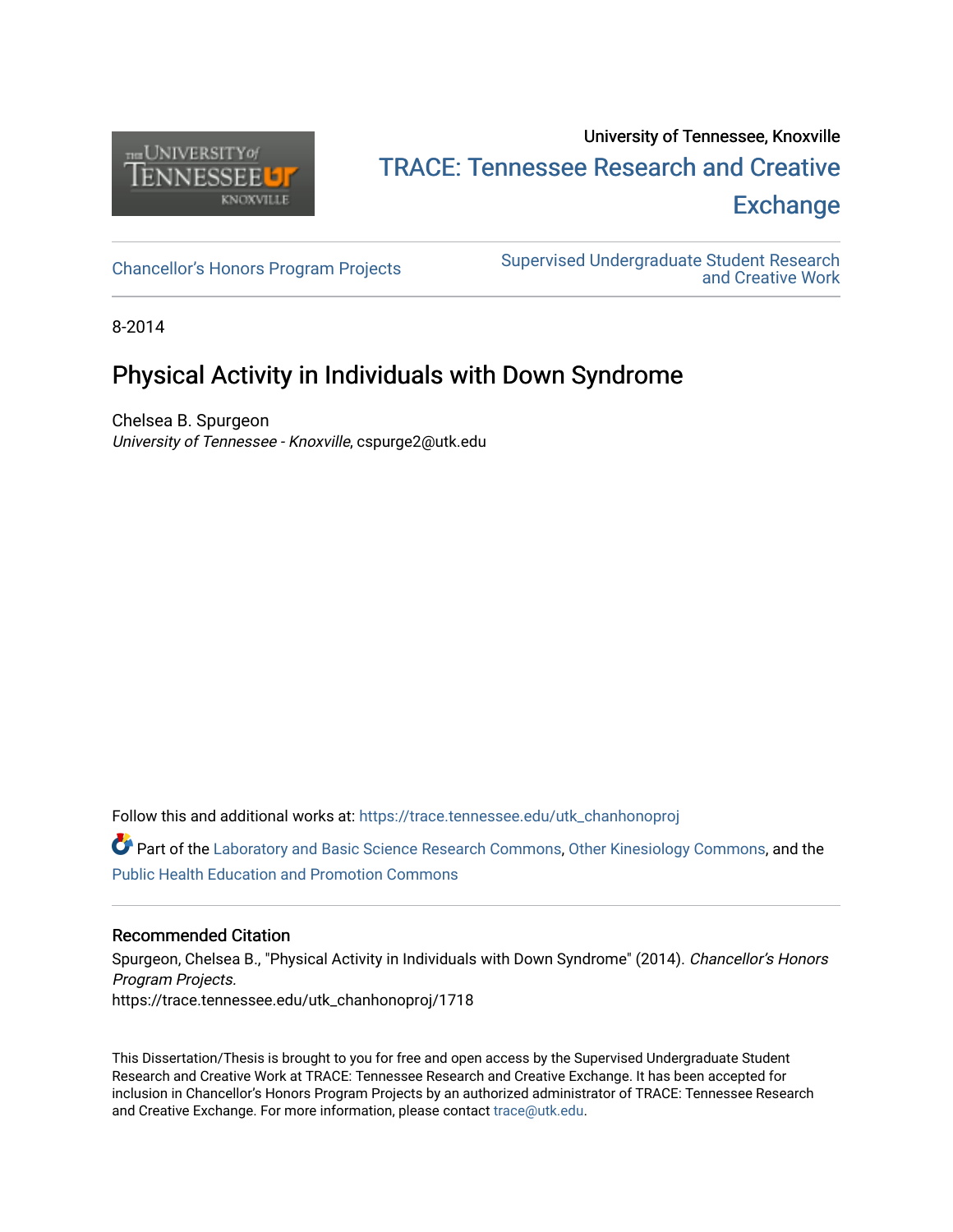University of Tennessee, Knoxville

TRACE: Tennessee Research and Creative Exchange

Chancellor's Honors Program Projects

Supervised Undergraduate Student Research and Creative Work

8-2014

# Physical Activity in Individuals with Down Syndrome

Chelsea B. Spurgeon
*University of Tennessee - Knoxville*, cspurge2@utk.edu

Follow this and additional works at: https://trace.tennessee.edu/utk_chanhonoproj

Part of the Laboratory and Basic Science Research Commons, Other Kinesiology Commons, and the Public Health Education and Promotion Commons

### Recommended Citation

Spurgeon, Chelsea B., "Physical Activity in Individuals with Down Syndrome" (2014). *Chancellor's Honors Program Projects.*
https://trace.tennessee.edu/utk_chanhonoproj/1718

This Dissertation/Thesis is brought to you for free and open access by the Supervised Undergraduate Student Research and Creative Work at TRACE: Tennessee Research and Creative Exchange. It has been accepted for inclusion in Chancellor's Honors Program Projects by an authorized administrator of TRACE: Tennessee Research and Creative Exchange. For more information, please contact trace@utk.edu.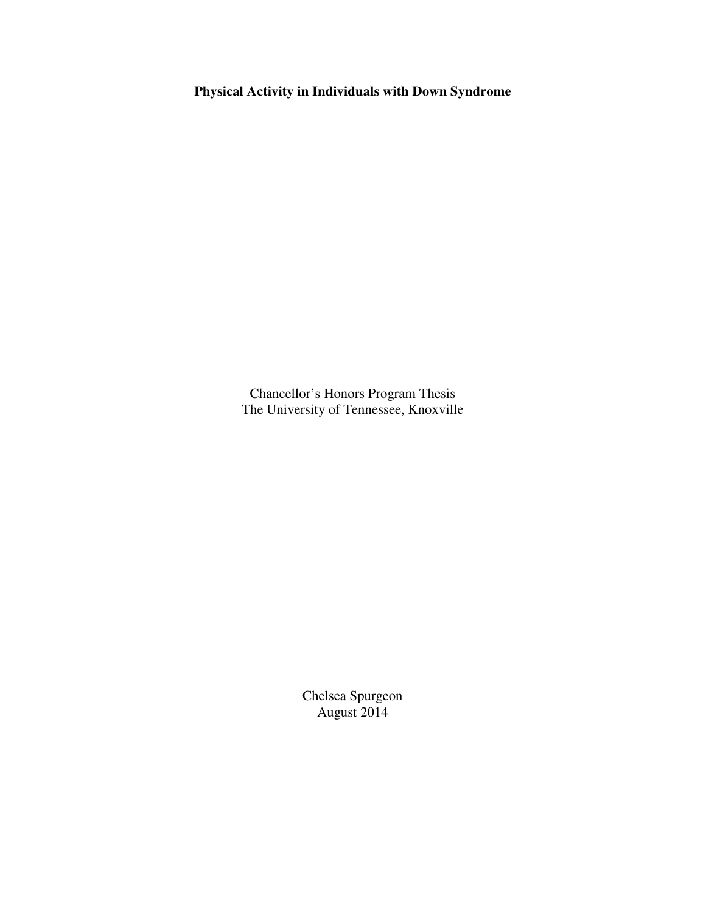**Physical Activity in Individuals with Down Syndrome**

Chancellor's Honors Program Thesis
The University of Tennessee, Knoxville

Chelsea Spurgeon
August 2014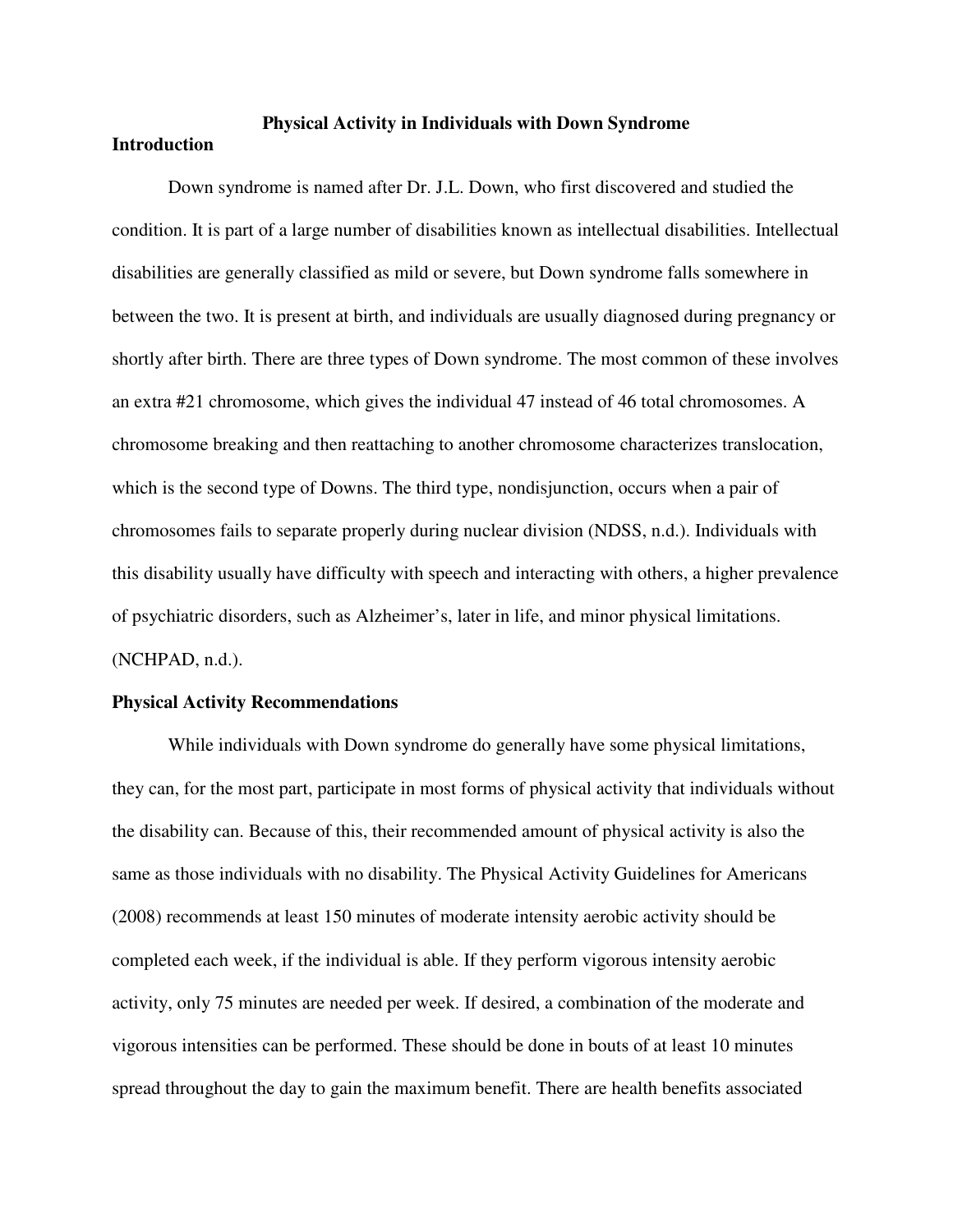# Physical Activity in Individuals with Down Syndrome

## Introduction

Down syndrome is named after Dr. J.L. Down, who first discovered and studied the condition. It is part of a large number of disabilities known as intellectual disabilities. Intellectual disabilities are generally classified as mild or severe, but Down syndrome falls somewhere in between the two. It is present at birth, and individuals are usually diagnosed during pregnancy or shortly after birth. There are three types of Down syndrome. The most common of these involves an extra #21 chromosome, which gives the individual 47 instead of 46 total chromosomes. A chromosome breaking and then reattaching to another chromosome characterizes translocation, which is the second type of Downs. The third type, nondisjunction, occurs when a pair of chromosomes fails to separate properly during nuclear division (NDSS, n.d.). Individuals with this disability usually have difficulty with speech and interacting with others, a higher prevalence of psychiatric disorders, such as Alzheimer's, later in life, and minor physical limitations. (NCHPAD, n.d.).

## Physical Activity Recommendations

While individuals with Down syndrome do generally have some physical limitations, they can, for the most part, participate in most forms of physical activity that individuals without the disability can. Because of this, their recommended amount of physical activity is also the same as those individuals with no disability. The Physical Activity Guidelines for Americans (2008) recommends at least 150 minutes of moderate intensity aerobic activity should be completed each week, if the individual is able. If they perform vigorous intensity aerobic activity, only 75 minutes are needed per week. If desired, a combination of the moderate and vigorous intensities can be performed. These should be done in bouts of at least 10 minutes spread throughout the day to gain the maximum benefit. There are health benefits associated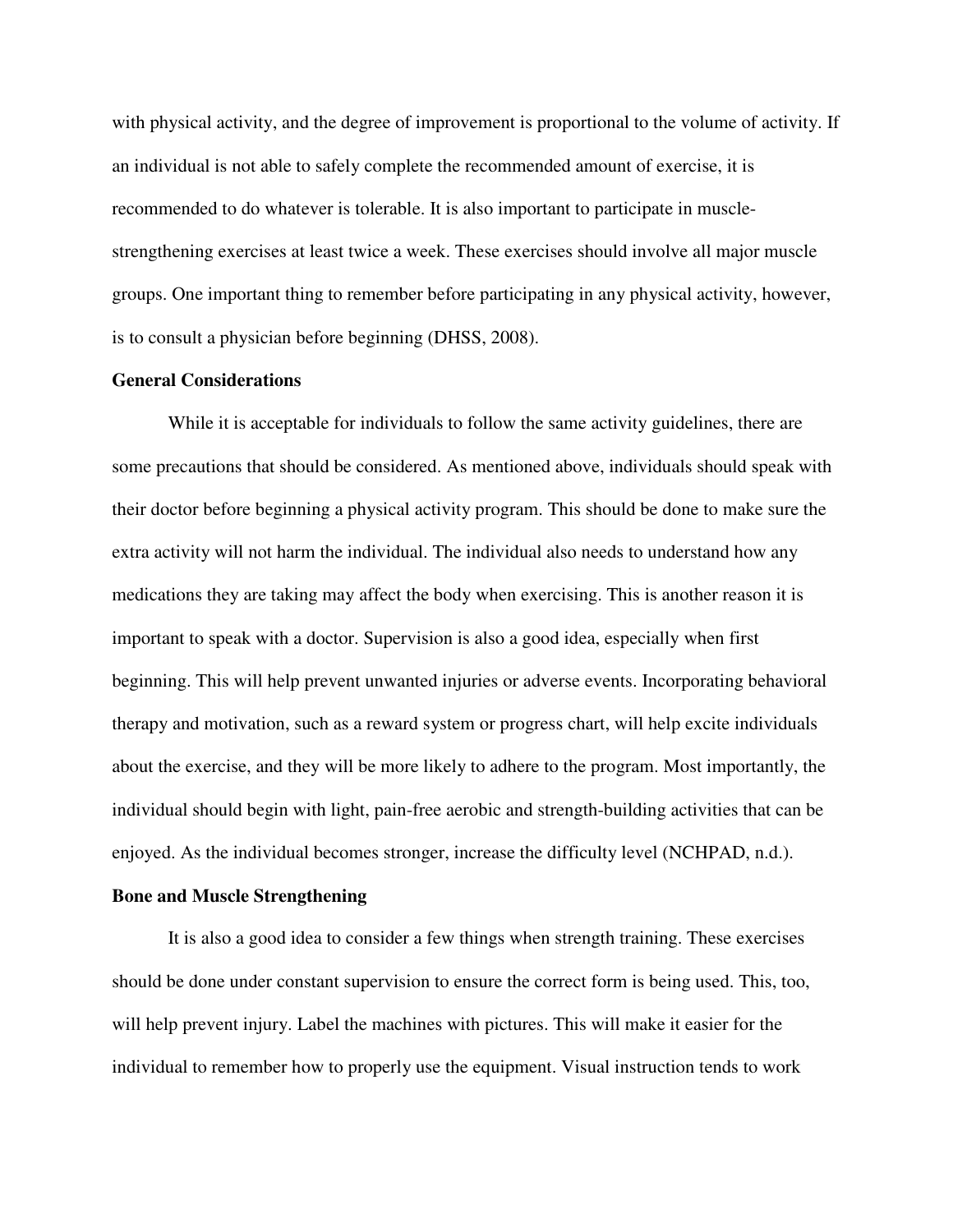with physical activity, and the degree of improvement is proportional to the volume of activity. If an individual is not able to safely complete the recommended amount of exercise, it is recommended to do whatever is tolerable. It is also important to participate in muscle-strengthening exercises at least twice a week. These exercises should involve all major muscle groups. One important thing to remember before participating in any physical activity, however, is to consult a physician before beginning (DHSS, 2008).

## General Considerations

While it is acceptable for individuals to follow the same activity guidelines, there are some precautions that should be considered. As mentioned above, individuals should speak with their doctor before beginning a physical activity program. This should be done to make sure the extra activity will not harm the individual. The individual also needs to understand how any medications they are taking may affect the body when exercising. This is another reason it is important to speak with a doctor. Supervision is also a good idea, especially when first beginning. This will help prevent unwanted injuries or adverse events. Incorporating behavioral therapy and motivation, such as a reward system or progress chart, will help excite individuals about the exercise, and they will be more likely to adhere to the program. Most importantly, the individual should begin with light, pain-free aerobic and strength-building activities that can be enjoyed. As the individual becomes stronger, increase the difficulty level (NCHPAD, n.d.).

## Bone and Muscle Strengthening

It is also a good idea to consider a few things when strength training. These exercises should be done under constant supervision to ensure the correct form is being used. This, too, will help prevent injury. Label the machines with pictures. This will make it easier for the individual to remember how to properly use the equipment. Visual instruction tends to work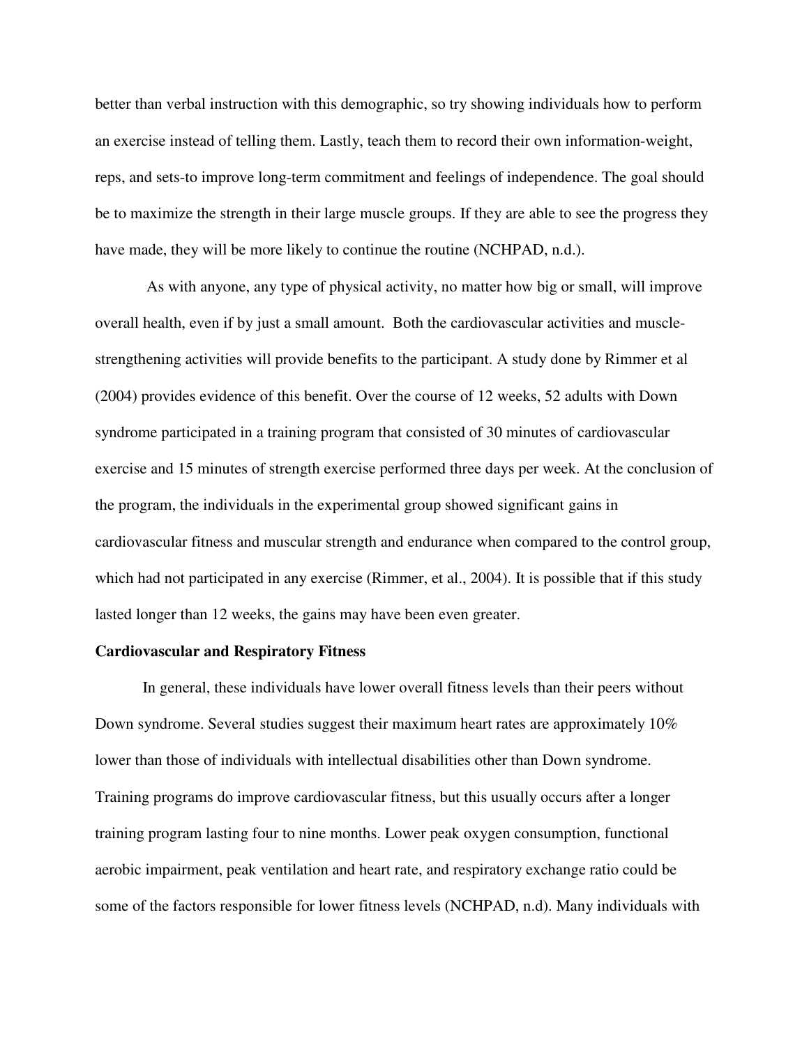better than verbal instruction with this demographic, so try showing individuals how to perform an exercise instead of telling them. Lastly, teach them to record their own information-weight, reps, and sets-to improve long-term commitment and feelings of independence. The goal should be to maximize the strength in their large muscle groups. If they are able to see the progress they have made, they will be more likely to continue the routine (NCHPAD, n.d.).

As with anyone, any type of physical activity, no matter how big or small, will improve overall health, even if by just a small amount. Both the cardiovascular activities and muscle-strengthening activities will provide benefits to the participant. A study done by Rimmer et al (2004) provides evidence of this benefit. Over the course of 12 weeks, 52 adults with Down syndrome participated in a training program that consisted of 30 minutes of cardiovascular exercise and 15 minutes of strength exercise performed three days per week. At the conclusion of the program, the individuals in the experimental group showed significant gains in cardiovascular fitness and muscular strength and endurance when compared to the control group, which had not participated in any exercise (Rimmer, et al., 2004). It is possible that if this study lasted longer than 12 weeks, the gains may have been even greater.

**Cardiovascular and Respiratory Fitness**

In general, these individuals have lower overall fitness levels than their peers without Down syndrome. Several studies suggest their maximum heart rates are approximately 10% lower than those of individuals with intellectual disabilities other than Down syndrome. Training programs do improve cardiovascular fitness, but this usually occurs after a longer training program lasting four to nine months. Lower peak oxygen consumption, functional aerobic impairment, peak ventilation and heart rate, and respiratory exchange ratio could be some of the factors responsible for lower fitness levels (NCHPAD, n.d). Many individuals with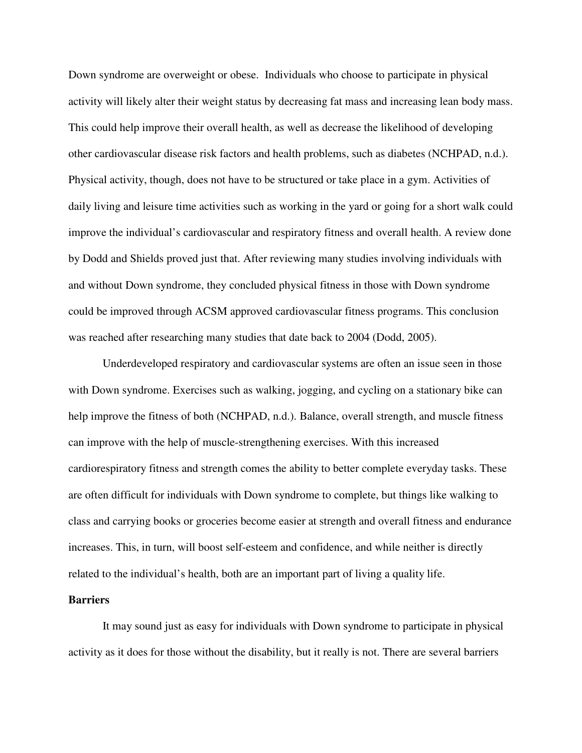Down syndrome are overweight or obese. Individuals who choose to participate in physical activity will likely alter their weight status by decreasing fat mass and increasing lean body mass. This could help improve their overall health, as well as decrease the likelihood of developing other cardiovascular disease risk factors and health problems, such as diabetes (NCHPAD, n.d.). Physical activity, though, does not have to be structured or take place in a gym. Activities of daily living and leisure time activities such as working in the yard or going for a short walk could improve the individual's cardiovascular and respiratory fitness and overall health. A review done by Dodd and Shields proved just that. After reviewing many studies involving individuals with and without Down syndrome, they concluded physical fitness in those with Down syndrome could be improved through ACSM approved cardiovascular fitness programs. This conclusion was reached after researching many studies that date back to 2004 (Dodd, 2005).

Underdeveloped respiratory and cardiovascular systems are often an issue seen in those with Down syndrome. Exercises such as walking, jogging, and cycling on a stationary bike can help improve the fitness of both (NCHPAD, n.d.). Balance, overall strength, and muscle fitness can improve with the help of muscle-strengthening exercises. With this increased cardiorespiratory fitness and strength comes the ability to better complete everyday tasks. These are often difficult for individuals with Down syndrome to complete, but things like walking to class and carrying books or groceries become easier at strength and overall fitness and endurance increases. This, in turn, will boost self-esteem and confidence, and while neither is directly related to the individual's health, both are an important part of living a quality life.

**Barriers**

It may sound just as easy for individuals with Down syndrome to participate in physical activity as it does for those without the disability, but it really is not. There are several barriers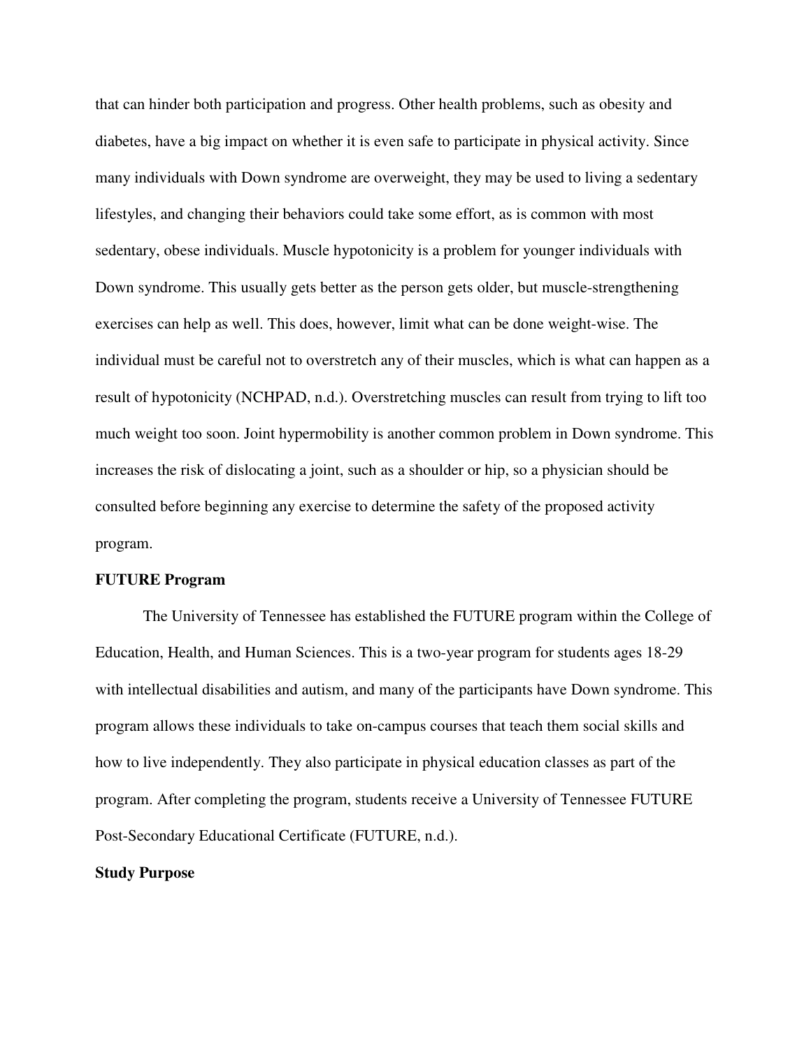that can hinder both participation and progress. Other health problems, such as obesity and diabetes, have a big impact on whether it is even safe to participate in physical activity. Since many individuals with Down syndrome are overweight, they may be used to living a sedentary lifestyles, and changing their behaviors could take some effort, as is common with most sedentary, obese individuals. Muscle hypotonicity is a problem for younger individuals with Down syndrome. This usually gets better as the person gets older, but muscle-strengthening exercises can help as well. This does, however, limit what can be done weight-wise. The individual must be careful not to overstretch any of their muscles, which is what can happen as a result of hypotonicity (NCHPAD, n.d.). Overstretching muscles can result from trying to lift too much weight too soon. Joint hypermobility is another common problem in Down syndrome. This increases the risk of dislocating a joint, such as a shoulder or hip, so a physician should be consulted before beginning any exercise to determine the safety of the proposed activity program.

**FUTURE Program**

The University of Tennessee has established the FUTURE program within the College of Education, Health, and Human Sciences. This is a two-year program for students ages 18-29 with intellectual disabilities and autism, and many of the participants have Down syndrome. This program allows these individuals to take on-campus courses that teach them social skills and how to live independently. They also participate in physical education classes as part of the program. After completing the program, students receive a University of Tennessee FUTURE Post-Secondary Educational Certificate (FUTURE, n.d.).

**Study Purpose**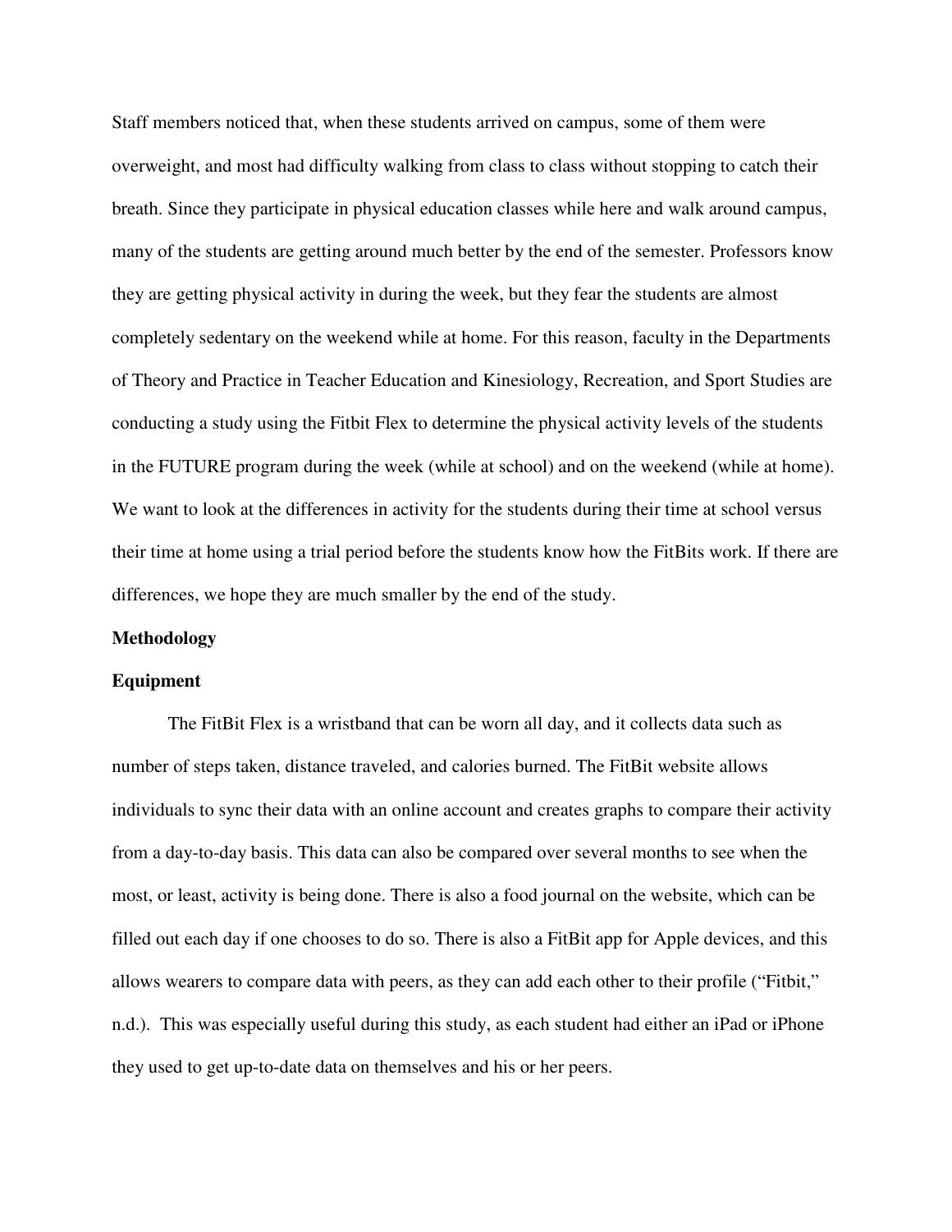Staff members noticed that, when these students arrived on campus, some of them were overweight, and most had difficulty walking from class to class without stopping to catch their breath. Since they participate in physical education classes while here and walk around campus, many of the students are getting around much better by the end of the semester. Professors know they are getting physical activity in during the week, but they fear the students are almost completely sedentary on the weekend while at home. For this reason, faculty in the Departments of Theory and Practice in Teacher Education and Kinesiology, Recreation, and Sport Studies are conducting a study using the Fitbit Flex to determine the physical activity levels of the students in the FUTURE program during the week (while at school) and on the weekend (while at home). We want to look at the differences in activity for the students during their time at school versus their time at home using a trial period before the students know how the FitBits work. If there are differences, we hope they are much smaller by the end of the study.

## Methodology

### Equipment

The FitBit Flex is a wristband that can be worn all day, and it collects data such as number of steps taken, distance traveled, and calories burned. The FitBit website allows individuals to sync their data with an online account and creates graphs to compare their activity from a day-to-day basis. This data can also be compared over several months to see when the most, or least, activity is being done. There is also a food journal on the website, which can be filled out each day if one chooses to do so. There is also a FitBit app for Apple devices, and this allows wearers to compare data with peers, as they can add each other to their profile ("Fitbit," n.d.). This was especially useful during this study, as each student had either an iPad or iPhone they used to get up-to-date data on themselves and his or her peers.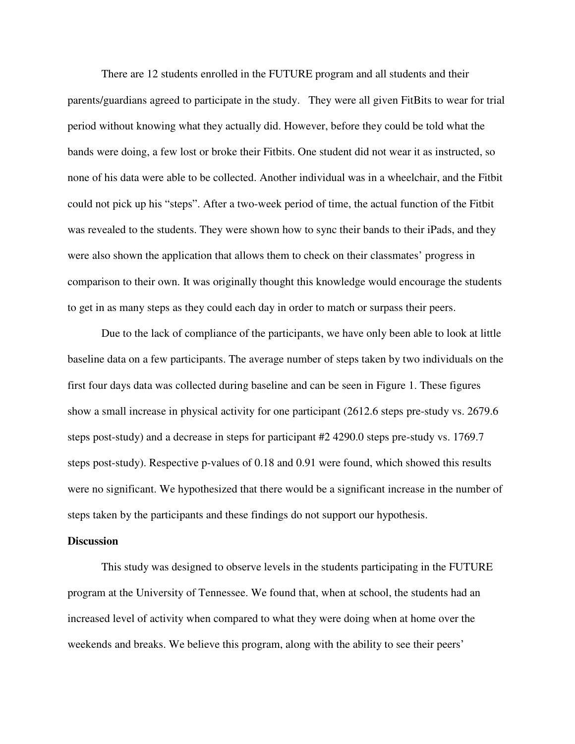There are 12 students enrolled in the FUTURE program and all students and their parents/guardians agreed to participate in the study.  They were all given FitBits to wear for trial period without knowing what they actually did. However, before they could be told what the bands were doing, a few lost or broke their Fitbits. One student did not wear it as instructed, so none of his data were able to be collected. Another individual was in a wheelchair, and the Fitbit could not pick up his "steps". After a two-week period of time, the actual function of the Fitbit was revealed to the students. They were shown how to sync their bands to their iPads, and they were also shown the application that allows them to check on their classmates' progress in comparison to their own. It was originally thought this knowledge would encourage the students to get in as many steps as they could each day in order to match or surpass their peers.

Due to the lack of compliance of the participants, we have only been able to look at little baseline data on a few participants. The average number of steps taken by two individuals on the first four days data was collected during baseline and can be seen in Figure 1. These figures show a small increase in physical activity for one participant (2612.6 steps pre-study vs. 2679.6 steps post-study) and a decrease in steps for participant #2 4290.0 steps pre-study vs. 1769.7 steps post-study). Respective p-values of 0.18 and 0.91 were found, which showed this results were no significant. We hypothesized that there would be a significant increase in the number of steps taken by the participants and these findings do not support our hypothesis.

**Discussion**

This study was designed to observe levels in the students participating in the FUTURE program at the University of Tennessee. We found that, when at school, the students had an increased level of activity when compared to what they were doing when at home over the weekends and breaks. We believe this program, along with the ability to see their peers'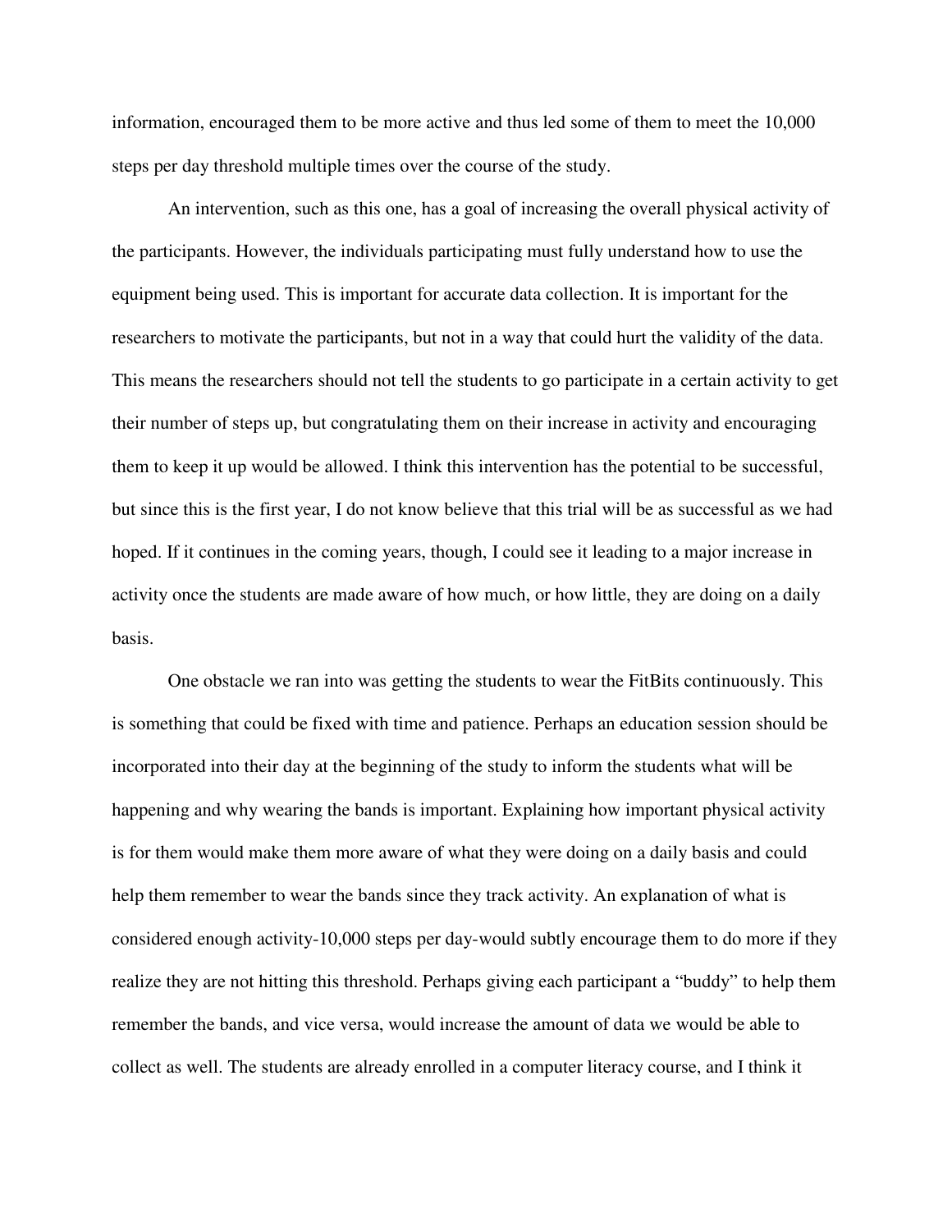information, encouraged them to be more active and thus led some of them to meet the 10,000 steps per day threshold multiple times over the course of the study.

An intervention, such as this one, has a goal of increasing the overall physical activity of the participants. However, the individuals participating must fully understand how to use the equipment being used. This is important for accurate data collection. It is important for the researchers to motivate the participants, but not in a way that could hurt the validity of the data. This means the researchers should not tell the students to go participate in a certain activity to get their number of steps up, but congratulating them on their increase in activity and encouraging them to keep it up would be allowed. I think this intervention has the potential to be successful, but since this is the first year, I do not know believe that this trial will be as successful as we had hoped. If it continues in the coming years, though, I could see it leading to a major increase in activity once the students are made aware of how much, or how little, they are doing on a daily basis.

One obstacle we ran into was getting the students to wear the FitBits continuously. This is something that could be fixed with time and patience. Perhaps an education session should be incorporated into their day at the beginning of the study to inform the students what will be happening and why wearing the bands is important. Explaining how important physical activity is for them would make them more aware of what they were doing on a daily basis and could help them remember to wear the bands since they track activity. An explanation of what is considered enough activity-10,000 steps per day-would subtly encourage them to do more if they realize they are not hitting this threshold. Perhaps giving each participant a "buddy" to help them remember the bands, and vice versa, would increase the amount of data we would be able to collect as well. The students are already enrolled in a computer literacy course, and I think it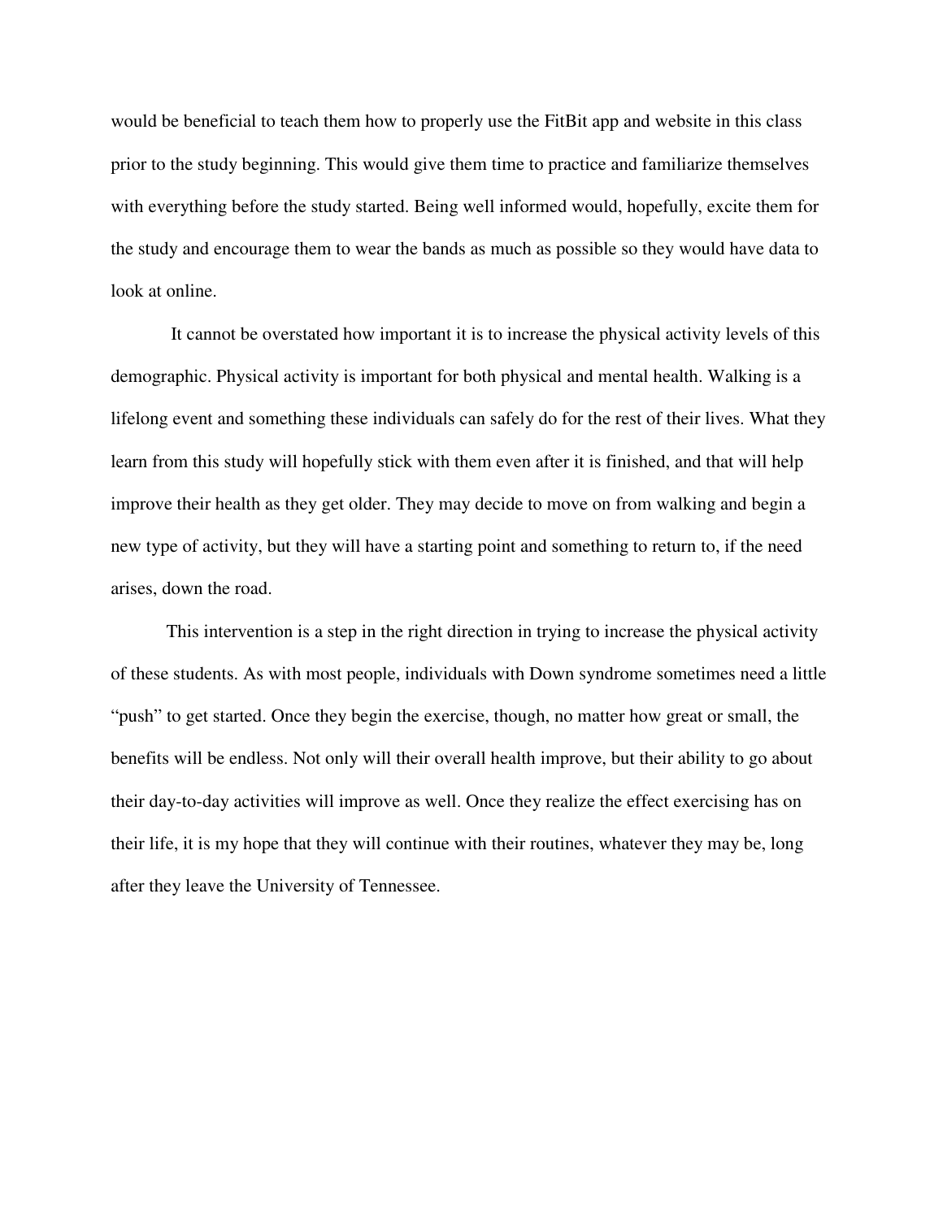would be beneficial to teach them how to properly use the FitBit app and website in this class prior to the study beginning. This would give them time to practice and familiarize themselves with everything before the study started. Being well informed would, hopefully, excite them for the study and encourage them to wear the bands as much as possible so they would have data to look at online.

It cannot be overstated how important it is to increase the physical activity levels of this demographic. Physical activity is important for both physical and mental health. Walking is a lifelong event and something these individuals can safely do for the rest of their lives. What they learn from this study will hopefully stick with them even after it is finished, and that will help improve their health as they get older. They may decide to move on from walking and begin a new type of activity, but they will have a starting point and something to return to, if the need arises, down the road.

This intervention is a step in the right direction in trying to increase the physical activity of these students. As with most people, individuals with Down syndrome sometimes need a little "push" to get started. Once they begin the exercise, though, no matter how great or small, the benefits will be endless. Not only will their overall health improve, but their ability to go about their day-to-day activities will improve as well. Once they realize the effect exercising has on their life, it is my hope that they will continue with their routines, whatever they may be, long after they leave the University of Tennessee.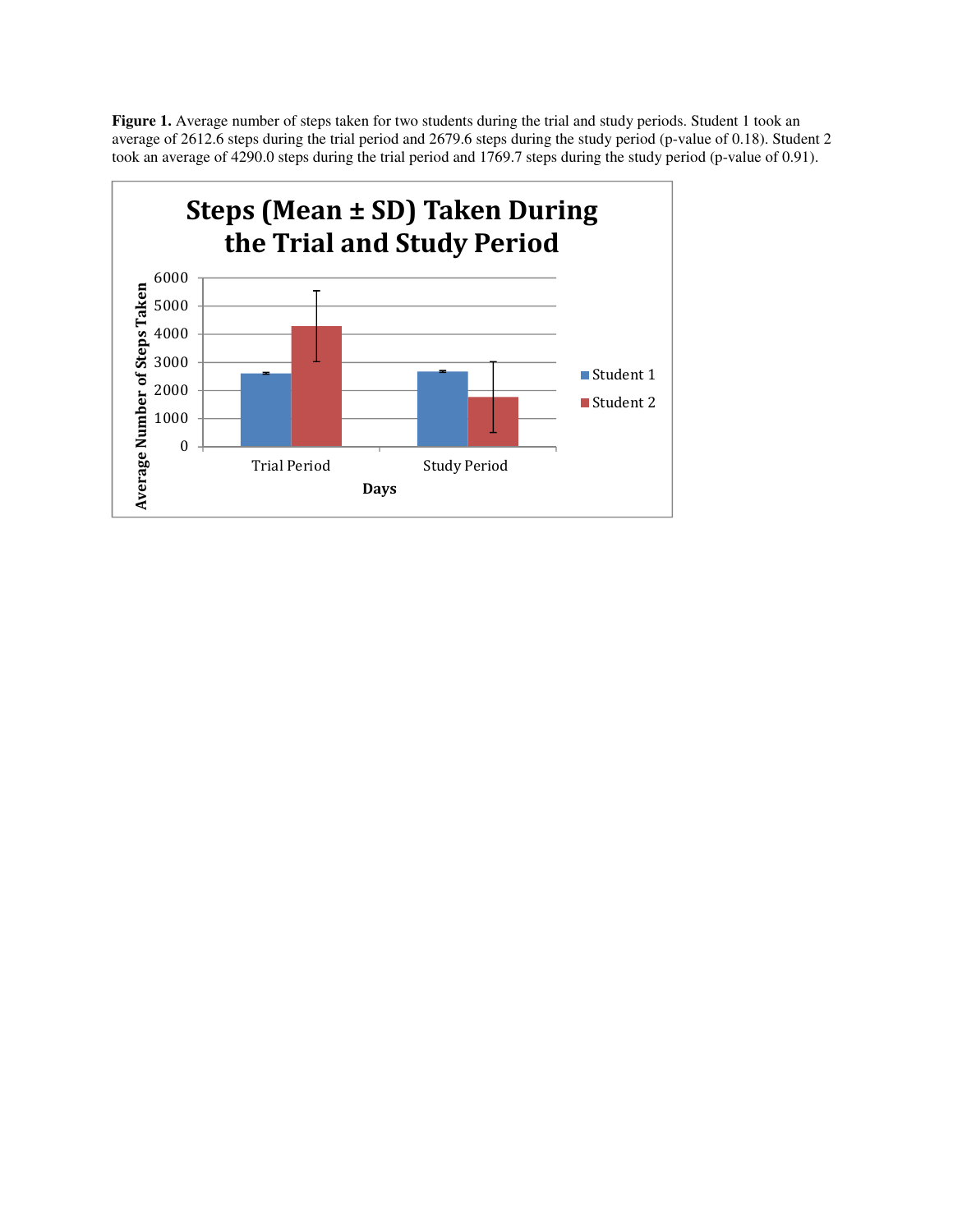**Figure 1.** Average number of steps taken for two students during the trial and study periods. Student 1 took an average of 2612.6 steps during the trial period and 2679.6 steps during the study period (p-value of 0.18). Student 2 took an average of 4290.0 steps during the trial period and 1769.7 steps during the study period (p-value of 0.91).

**Steps (Mean ± SD) Taken During the Trial and Study Period**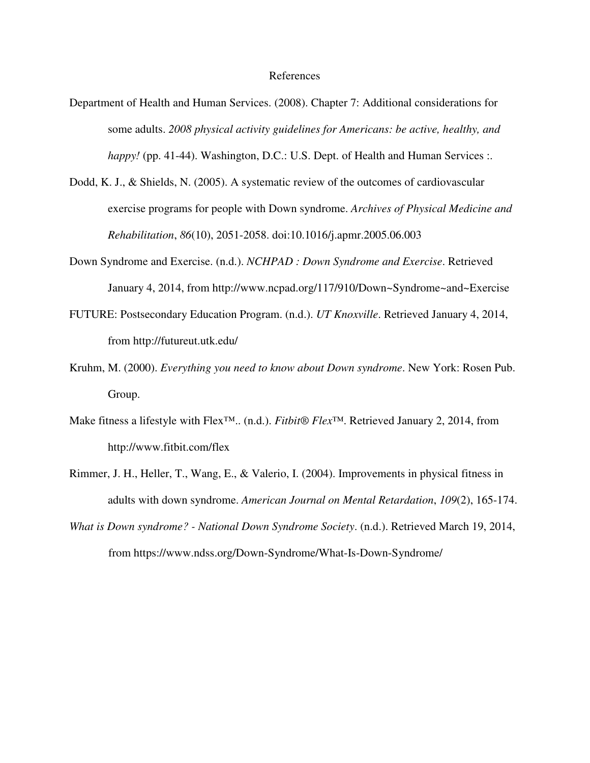# References

Department of Health and Human Services. (2008). Chapter 7: Additional considerations for some adults. *2008 physical activity guidelines for Americans: be active, healthy, and happy!* (pp. 41-44). Washington, D.C.: U.S. Dept. of Health and Human Services :.

Dodd, K. J., & Shields, N. (2005). A systematic review of the outcomes of cardiovascular exercise programs for people with Down syndrome. *Archives of Physical Medicine and Rehabilitation*, *86*(10), 2051-2058. doi:10.1016/j.apmr.2005.06.003

Down Syndrome and Exercise. (n.d.). *NCHPAD : Down Syndrome and Exercise*. Retrieved January 4, 2014, from http://www.ncpad.org/117/910/Down~Syndrome~and~Exercise

FUTURE: Postsecondary Education Program. (n.d.). *UT Knoxville*. Retrieved January 4, 2014, from http://futureut.utk.edu/

Kruhm, M. (2000). *Everything you need to know about Down syndrome*. New York: Rosen Pub. Group.

Make fitness a lifestyle with Flex™.. (n.d.). *Fitbit® Flex™*. Retrieved January 2, 2014, from http://www.fitbit.com/flex

Rimmer, J. H., Heller, T., Wang, E., & Valerio, I. (2004). Improvements in physical fitness in adults with down syndrome. *American Journal on Mental Retardation*, *109*(2), 165-174.

*What is Down syndrome? - National Down Syndrome Society*. (n.d.). Retrieved March 19, 2014, from https://www.ndss.org/Down-Syndrome/What-Is-Down-Syndrome/